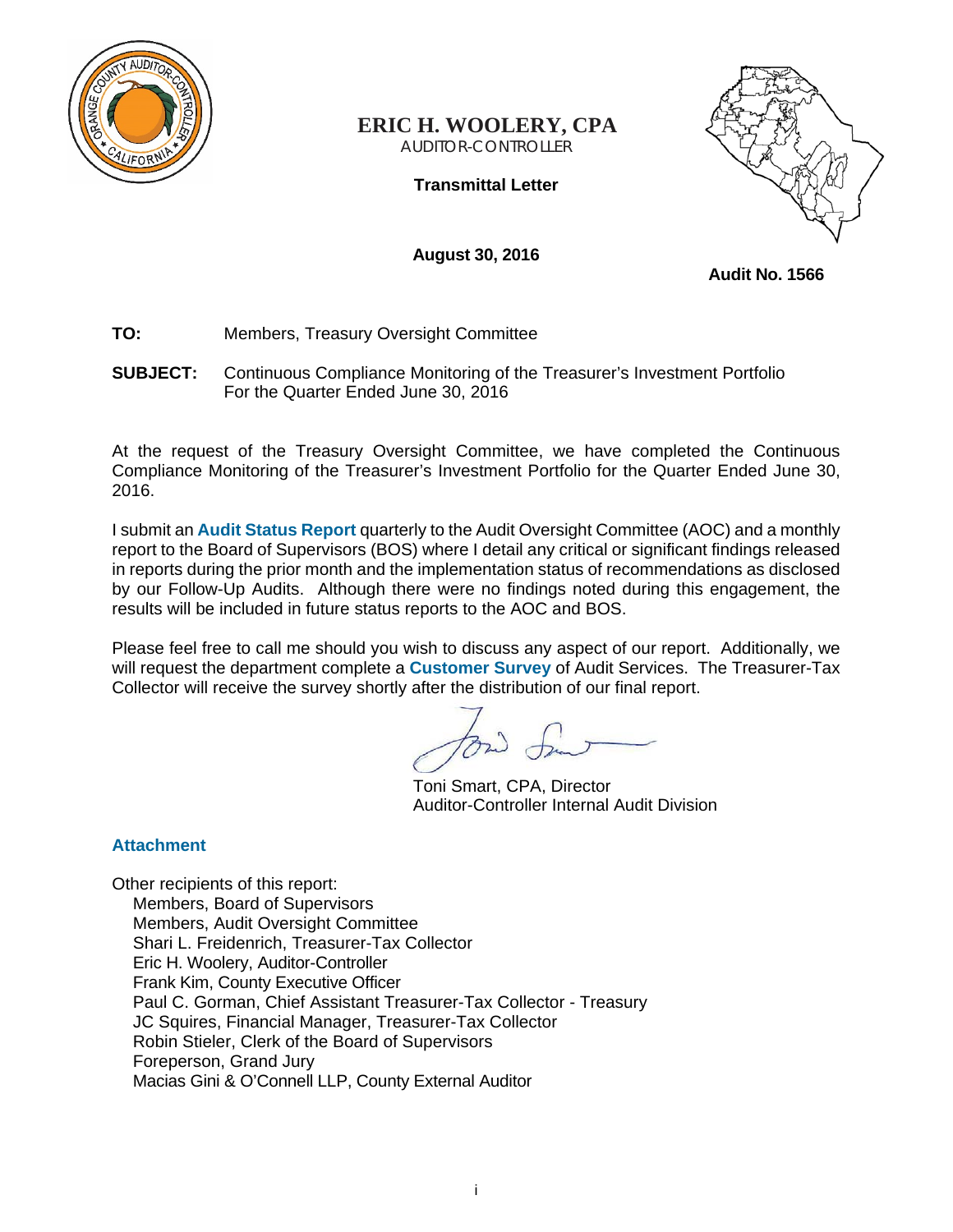**ERIC H. WOOLERY, CPA**
AUDITOR-CONTROLLER

**Transmittal Letter**

**August 30, 2016**

**Audit No. 1566**

**TO:** Members, Treasury Oversight Committee

**SUBJECT:** Continuous Compliance Monitoring of the Treasurer's Investment Portfolio For the Quarter Ended June 30, 2016

At the request of the Treasury Oversight Committee, we have completed the Continuous Compliance Monitoring of the Treasurer's Investment Portfolio for the Quarter Ended June 30, 2016.

I submit an **Audit Status Report** quarterly to the Audit Oversight Committee (AOC) and a monthly report to the Board of Supervisors (BOS) where I detail any critical or significant findings released in reports during the prior month and the implementation status of recommendations as disclosed by our Follow-Up Audits. Although there were no findings noted during this engagement, the results will be included in future status reports to the AOC and BOS.

Please feel free to call me should you wish to discuss any aspect of our report. Additionally, we will request the department complete a **Customer Survey** of Audit Services. The Treasurer-Tax Collector will receive the survey shortly after the distribution of our final report.

Toni Smart, CPA, Director
Auditor-Controller Internal Audit Division

**Attachment**

Other recipients of this report:
- Members, Board of Supervisors
- Members, Audit Oversight Committee
- Shari L. Freidenrich, Treasurer-Tax Collector
- Eric H. Woolery, Auditor-Controller
- Frank Kim, County Executive Officer
- Paul C. Gorman, Chief Assistant Treasurer-Tax Collector - Treasury
- JC Squires, Financial Manager, Treasurer-Tax Collector
- Robin Stieler, Clerk of the Board of Supervisors
- Foreperson, Grand Jury
- Macias Gini & O'Connell LLP, County External Auditor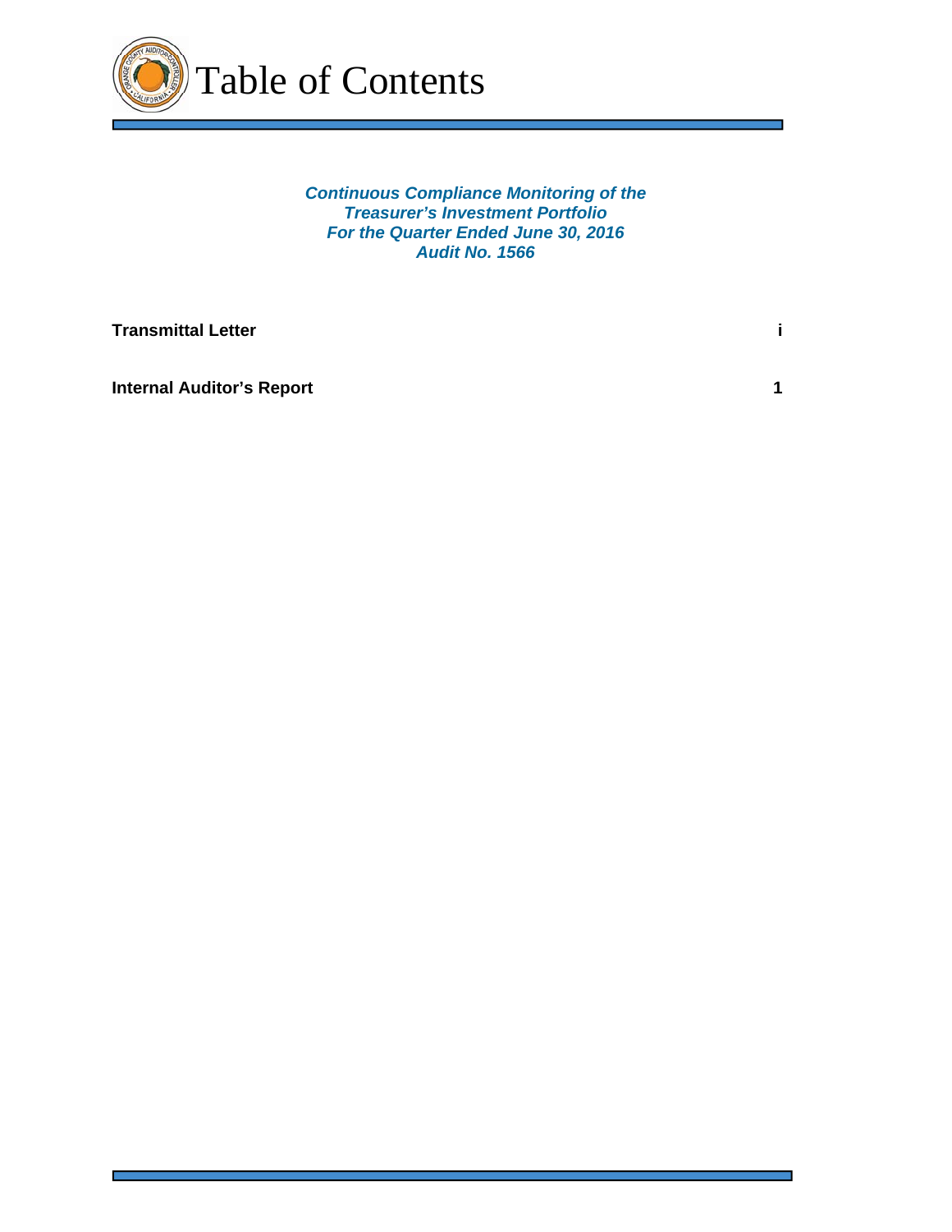# Table of Contents

***Continuous Compliance Monitoring of the Treasurer's Investment Portfolio***
***For the Quarter Ended June 30, 2016***
***Audit No. 1566***

| | |
|---|---|
| **Transmittal Letter** | **i** |
| **Internal Auditor's Report** | **1** |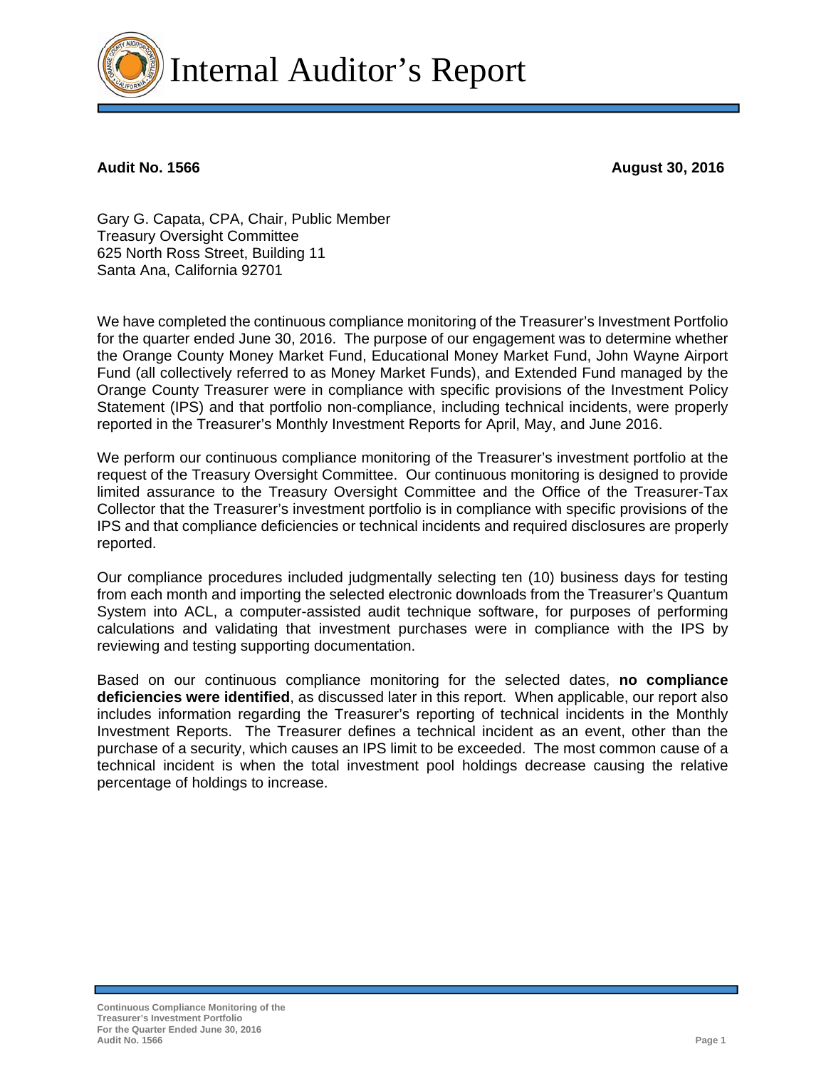# Internal Auditor's Report

**Audit No. 1566** **August 30, 2016**

Gary G. Capata, CPA, Chair, Public Member
Treasury Oversight Committee
625 North Ross Street, Building 11
Santa Ana, California 92701

We have completed the continuous compliance monitoring of the Treasurer's Investment Portfolio for the quarter ended June 30, 2016. The purpose of our engagement was to determine whether the Orange County Money Market Fund, Educational Money Market Fund, John Wayne Airport Fund (all collectively referred to as Money Market Funds), and Extended Fund managed by the Orange County Treasurer were in compliance with specific provisions of the Investment Policy Statement (IPS) and that portfolio non-compliance, including technical incidents, were properly reported in the Treasurer's Monthly Investment Reports for April, May, and June 2016.

We perform our continuous compliance monitoring of the Treasurer's investment portfolio at the request of the Treasury Oversight Committee. Our continuous monitoring is designed to provide limited assurance to the Treasury Oversight Committee and the Office of the Treasurer-Tax Collector that the Treasurer's investment portfolio is in compliance with specific provisions of the IPS and that compliance deficiencies or technical incidents and required disclosures are properly reported.

Our compliance procedures included judgmentally selecting ten (10) business days for testing from each month and importing the selected electronic downloads from the Treasurer's Quantum System into ACL, a computer-assisted audit technique software, for purposes of performing calculations and validating that investment purchases were in compliance with the IPS by reviewing and testing supporting documentation.

Based on our continuous compliance monitoring for the selected dates, **no compliance deficiencies were identified**, as discussed later in this report. When applicable, our report also includes information regarding the Treasurer's reporting of technical incidents in the Monthly Investment Reports. The Treasurer defines a technical incident as an event, other than the purchase of a security, which causes an IPS limit to be exceeded. The most common cause of a technical incident is when the total investment pool holdings decrease causing the relative percentage of holdings to increase.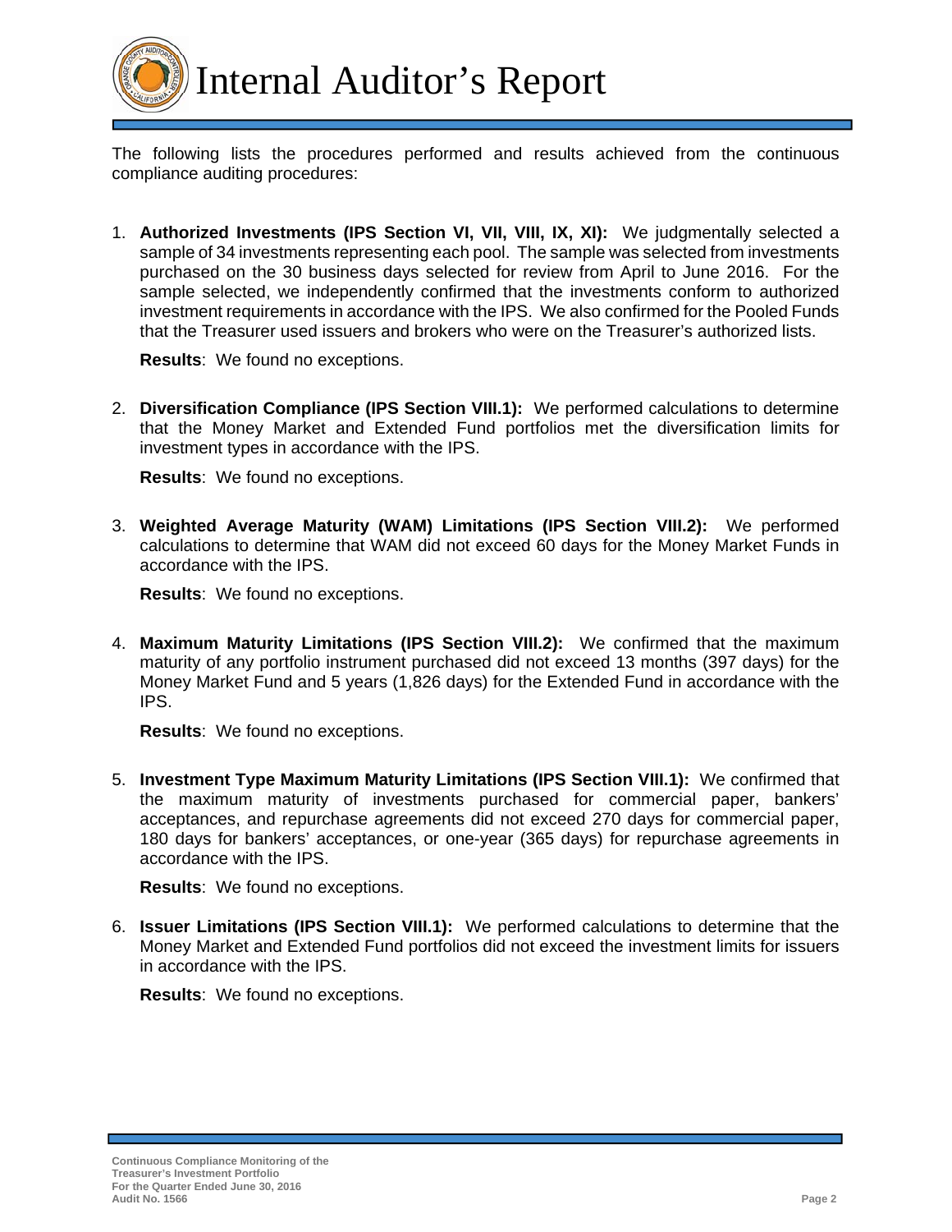# Internal Auditor's Report

The following lists the procedures performed and results achieved from the continuous compliance auditing procedures:

1. **Authorized Investments (IPS Section VI, VII, VIII, IX, XI):** We judgmentally selected a sample of 34 investments representing each pool. The sample was selected from investments purchased on the 30 business days selected for review from April to June 2016. For the sample selected, we independently confirmed that the investments conform to authorized investment requirements in accordance with the IPS. We also confirmed for the Pooled Funds that the Treasurer used issuers and brokers who were on the Treasurer's authorized lists.

   **Results**: We found no exceptions.

2. **Diversification Compliance (IPS Section VIII.1):** We performed calculations to determine that the Money Market and Extended Fund portfolios met the diversification limits for investment types in accordance with the IPS.

   **Results**: We found no exceptions.

3. **Weighted Average Maturity (WAM) Limitations (IPS Section VIII.2):** We performed calculations to determine that WAM did not exceed 60 days for the Money Market Funds in accordance with the IPS.

   **Results**: We found no exceptions.

4. **Maximum Maturity Limitations (IPS Section VIII.2):** We confirmed that the maximum maturity of any portfolio instrument purchased did not exceed 13 months (397 days) for the Money Market Fund and 5 years (1,826 days) for the Extended Fund in accordance with the IPS.

   **Results**: We found no exceptions.

5. **Investment Type Maximum Maturity Limitations (IPS Section VIII.1):** We confirmed that the maximum maturity of investments purchased for commercial paper, bankers' acceptances, and repurchase agreements did not exceed 270 days for commercial paper, 180 days for bankers' acceptances, or one-year (365 days) for repurchase agreements in accordance with the IPS.

   **Results**: We found no exceptions.

6. **Issuer Limitations (IPS Section VIII.1):** We performed calculations to determine that the Money Market and Extended Fund portfolios did not exceed the investment limits for issuers in accordance with the IPS.

   **Results**: We found no exceptions.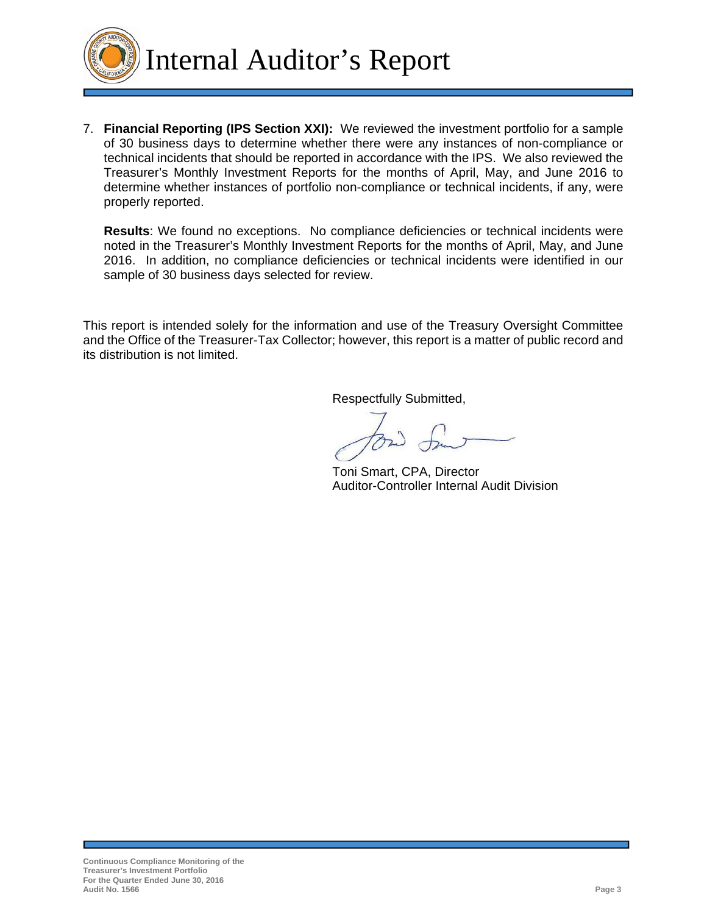# Internal Auditor's Report

7. **Financial Reporting (IPS Section XXI):** We reviewed the investment portfolio for a sample of 30 business days to determine whether there were any instances of non-compliance or technical incidents that should be reported in accordance with the IPS. We also reviewed the Treasurer's Monthly Investment Reports for the months of April, May, and June 2016 to determine whether instances of portfolio non-compliance or technical incidents, if any, were properly reported.

   **Results**: We found no exceptions. No compliance deficiencies or technical incidents were noted in the Treasurer's Monthly Investment Reports for the months of April, May, and June 2016. In addition, no compliance deficiencies or technical incidents were identified in our sample of 30 business days selected for review.

This report is intended solely for the information and use of the Treasury Oversight Committee and the Office of the Treasurer-Tax Collector; however, this report is a matter of public record and its distribution is not limited.

Respectfully Submitted,

Toni Smart, CPA, Director
Auditor-Controller Internal Audit Division